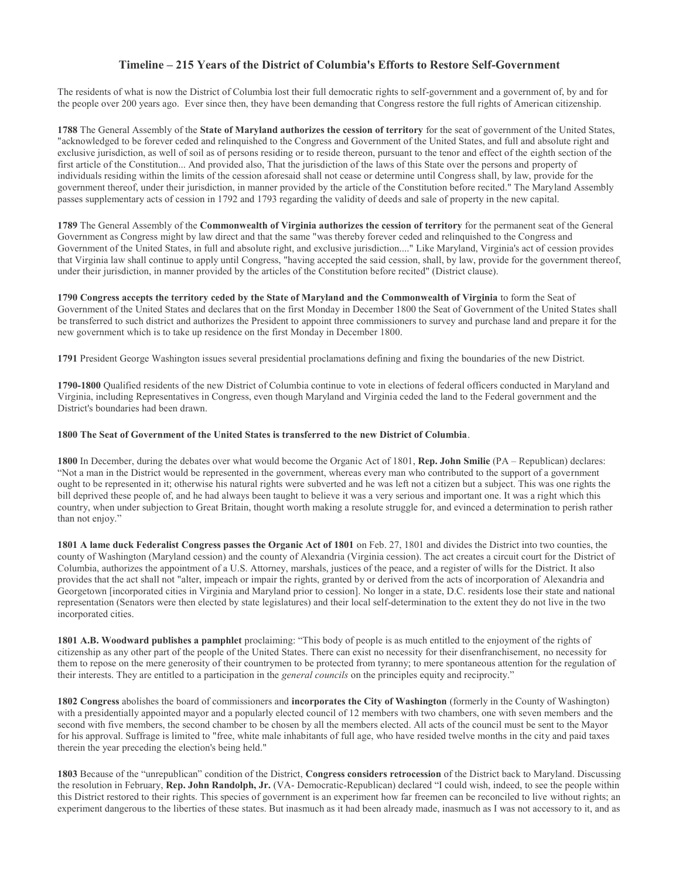# Timeline – 215 Years of the District of Columbia's Efforts to Restore Self-Government

The residents of what is now the District of Columbia lost their full democratic rights to self-government and a government of, by and for the people over 200 years ago. Ever since then, they have been demanding that Congress restore the full rights of American citizenship.

**1788** The General Assembly of the **State of Maryland authorizes the cession of territory** for the seat of government of the United States, "acknowledged to be forever ceded and relinquished to the Congress and Government of the United States, and full and absolute right and exclusive jurisdiction, as well of soil as of persons residing or to reside thereon, pursuant to the tenor and effect of the eighth section of the first article of the Constitution... And provided also, That the jurisdiction of the laws of this State over the persons and property of individuals residing within the limits of the cession aforesaid shall not cease or determine until Congress shall, by law, provide for the government thereof, under their jurisdiction, in manner provided by the article of the Constitution before recited." The Maryland Assembly passes supplementary acts of cession in 1792 and 1793 regarding the validity of deeds and sale of property in the new capital.

**1789** The General Assembly of the **Commonwealth of Virginia authorizes the cession of territory** for the permanent seat of the General Government as Congress might by law direct and that the same "was thereby forever ceded and relinquished to the Congress and Government of the United States, in full and absolute right, and exclusive jurisdiction...." Like Maryland, Virginia's act of cession provides that Virginia law shall continue to apply until Congress, "having accepted the said cession, shall, by law, provide for the government thereof, under their jurisdiction, in manner provided by the articles of the Constitution before recited" (District clause).

**1790 Congress accepts the territory ceded by the State of Maryland and the Commonwealth of Virginia** to form the Seat of Government of the United States and declares that on the first Monday in December 1800 the Seat of Government of the United States shall be transferred to such district and authorizes the President to appoint three commissioners to survey and purchase land and prepare it for the new government which is to take up residence on the first Monday in December 1800.

**1791** President George Washington issues several presidential proclamations defining and fixing the boundaries of the new District.

**1790-1800** Qualified residents of the new District of Columbia continue to vote in elections of federal officers conducted in Maryland and Virginia, including Representatives in Congress, even though Maryland and Virginia ceded the land to the Federal government and the District's boundaries had been drawn.

**1800 The Seat of Government of the United States is transferred to the new District of Columbia**.

**1800** In December, during the debates over what would become the Organic Act of 1801, **Rep. John Smilie** (PA – Republican) declares: "Not a man in the District would be represented in the government, whereas every man who contributed to the support of a government ought to be represented in it; otherwise his natural rights were subverted and he was left not a citizen but a subject. This was one rights the bill deprived these people of, and he had always been taught to believe it was a very serious and important one. It was a right which this country, when under subjection to Great Britain, thought worth making a resolute struggle for, and evinced a determination to perish rather than not enjoy."

**1801 A lame duck Federalist Congress passes the Organic Act of 1801** on Feb. 27, 1801 and divides the District into two counties, the county of Washington (Maryland cession) and the county of Alexandria (Virginia cession). The act creates a circuit court for the District of Columbia, authorizes the appointment of a U.S. Attorney, marshals, justices of the peace, and a register of wills for the District. It also provides that the act shall not "alter, impeach or impair the rights, granted by or derived from the acts of incorporation of Alexandria and Georgetown [incorporated cities in Virginia and Maryland prior to cession]. No longer in a state, D.C. residents lose their state and national representation (Senators were then elected by state legislatures) and their local self-determination to the extent they do not live in the two incorporated cities.

**1801 A.B. Woodward publishes a pamphlet** proclaiming: "This body of people is as much entitled to the enjoyment of the rights of citizenship as any other part of the people of the United States. There can exist no necessity for their disenfranchisement, no necessity for them to repose on the mere generosity of their countrymen to be protected from tyranny; to mere spontaneous attention for the regulation of their interests. They are entitled to a participation in the *general councils* on the principles equity and reciprocity."

**1802 Congress** abolishes the board of commissioners and **incorporates the City of Washington** (formerly in the County of Washington) with a presidentially appointed mayor and a popularly elected council of 12 members with two chambers, one with seven members and the second with five members, the second chamber to be chosen by all the members elected. All acts of the council must be sent to the Mayor for his approval. Suffrage is limited to "free, white male inhabitants of full age, who have resided twelve months in the city and paid taxes therein the year preceding the election's being held."

**1803** Because of the "unrepublican" condition of the District, **Congress considers retrocession** of the District back to Maryland. Discussing the resolution in February, **Rep. John Randolph, Jr.** (VA- Democratic-Republican) declared "I could wish, indeed, to see the people within this District restored to their rights. This species of government is an experiment how far freemen can be reconciled to live without rights; an experiment dangerous to the liberties of these states. But inasmuch as it had been already made, inasmuch as I was not accessory to it, and as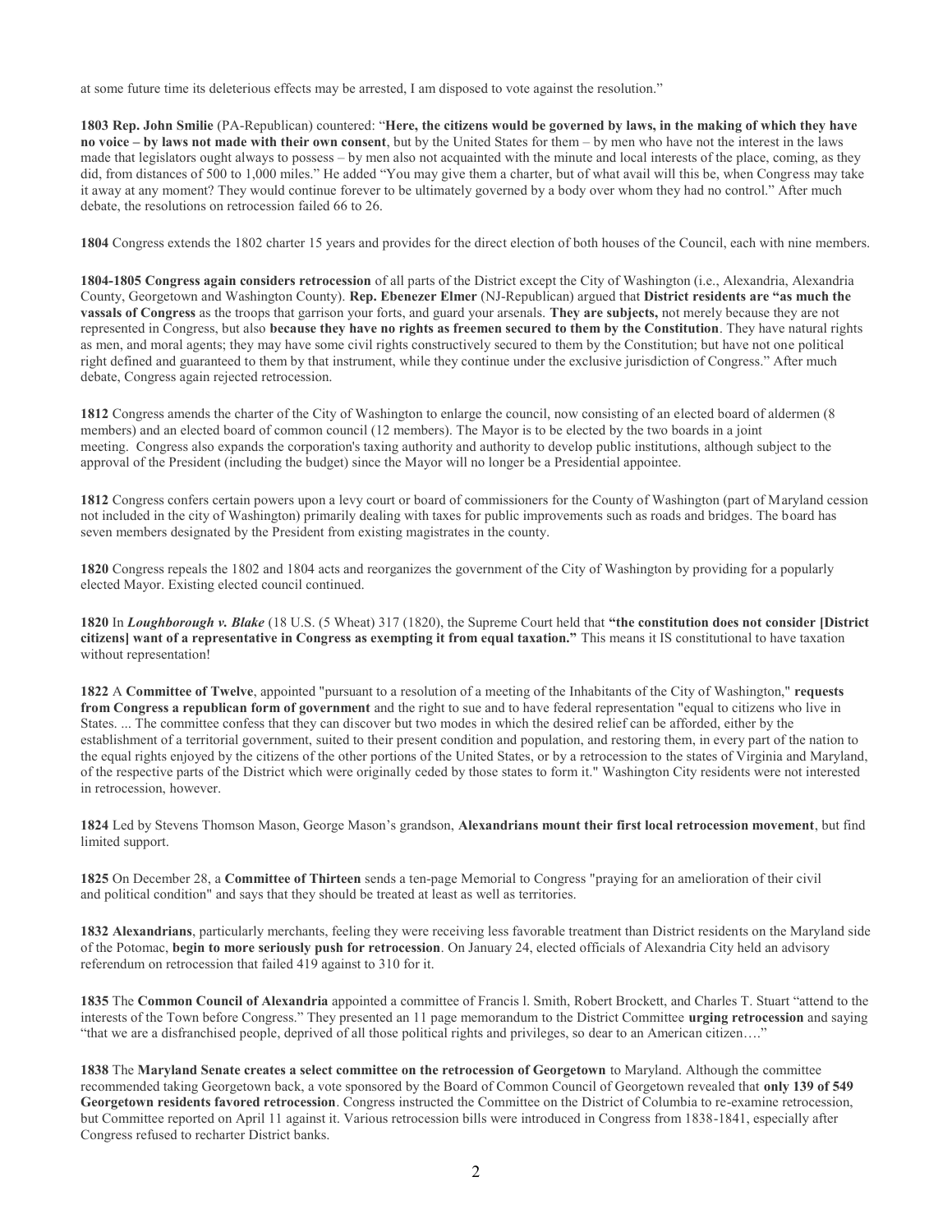at some future time its deleterious effects may be arrested, I am disposed to vote against the resolution."

**1803 Rep. John Smilie** (PA-Republican) countered: "**Here, the citizens would be governed by laws, in the making of which they have no voice – by laws not made with their own consent**, but by the United States for them – by men who have not the interest in the laws made that legislators ought always to possess – by men also not acquainted with the minute and local interests of the place, coming, as they did, from distances of 500 to 1,000 miles." He added "You may give them a charter, but of what avail will this be, when Congress may take it away at any moment? They would continue forever to be ultimately governed by a body over whom they had no control." After much debate, the resolutions on retrocession failed 66 to 26.

**1804** Congress extends the 1802 charter 15 years and provides for the direct election of both houses of the Council, each with nine members.

**1804-1805 Congress again considers retrocession** of all parts of the District except the City of Washington (i.e., Alexandria, Alexandria County, Georgetown and Washington County). **Rep. Ebenezer Elmer** (NJ-Republican) argued that **District residents are "as much the vassals of Congress** as the troops that garrison your forts, and guard your arsenals. **They are subjects,** not merely because they are not represented in Congress, but also **because they have no rights as freemen secured to them by the Constitution**. They have natural rights as men, and moral agents; they may have some civil rights constructively secured to them by the Constitution; but have not one political right defined and guaranteed to them by that instrument, while they continue under the exclusive jurisdiction of Congress." After much debate, Congress again rejected retrocession.

**1812** Congress amends the charter of the City of Washington to enlarge the council, now consisting of an elected board of aldermen (8 members) and an elected board of common council (12 members). The Mayor is to be elected by the two boards in a joint meeting. Congress also expands the corporation's taxing authority and authority to develop public institutions, although subject to the approval of the President (including the budget) since the Mayor will no longer be a Presidential appointee.

**1812** Congress confers certain powers upon a levy court or board of commissioners for the County of Washington (part of Maryland cession not included in the city of Washington) primarily dealing with taxes for public improvements such as roads and bridges. The board has seven members designated by the President from existing magistrates in the county.

**1820** Congress repeals the 1802 and 1804 acts and reorganizes the government of the City of Washington by providing for a popularly elected Mayor. Existing elected council continued.

**1820** In ***Loughborough v. Blake*** (18 U.S. (5 Wheat) 317 (1820), the Supreme Court held that **"the constitution does not consider [District citizens] want of a representative in Congress as exempting it from equal taxation."** This means it IS constitutional to have taxation without representation!

**1822** A **Committee of Twelve**, appointed "pursuant to a resolution of a meeting of the Inhabitants of the City of Washington," **requests from Congress a republican form of government** and the right to sue and to have federal representation "equal to citizens who live in States. ... The committee confess that they can discover but two modes in which the desired relief can be afforded, either by the establishment of a territorial government, suited to their present condition and population, and restoring them, in every part of the nation to the equal rights enjoyed by the citizens of the other portions of the United States, or by a retrocession to the states of Virginia and Maryland, of the respective parts of the District which were originally ceded by those states to form it." Washington City residents were not interested in retrocession, however.

**1824** Led by Stevens Thomson Mason, George Mason's grandson, **Alexandrians mount their first local retrocession movement**, but find limited support.

**1825** On December 28, a **Committee of Thirteen** sends a ten-page Memorial to Congress "praying for an amelioration of their civil and political condition" and says that they should be treated at least as well as territories.

**1832 Alexandrians**, particularly merchants, feeling they were receiving less favorable treatment than District residents on the Maryland side of the Potomac, **begin to more seriously push for retrocession**. On January 24, elected officials of Alexandria City held an advisory referendum on retrocession that failed 419 against to 310 for it.

**1835** The **Common Council of Alexandria** appointed a committee of Francis l. Smith, Robert Brockett, and Charles T. Stuart "attend to the interests of the Town before Congress." They presented an 11 page memorandum to the District Committee **urging retrocession** and saying "that we are a disfranchised people, deprived of all those political rights and privileges, so dear to an American citizen…."

**1838** The **Maryland Senate creates a select committee on the retrocession of Georgetown** to Maryland. Although the committee recommended taking Georgetown back, a vote sponsored by the Board of Common Council of Georgetown revealed that **only 139 of 549 Georgetown residents favored retrocession**. Congress instructed the Committee on the District of Columbia to re-examine retrocession, but Committee reported on April 11 against it. Various retrocession bills were introduced in Congress from 1838-1841, especially after Congress refused to recharter District banks.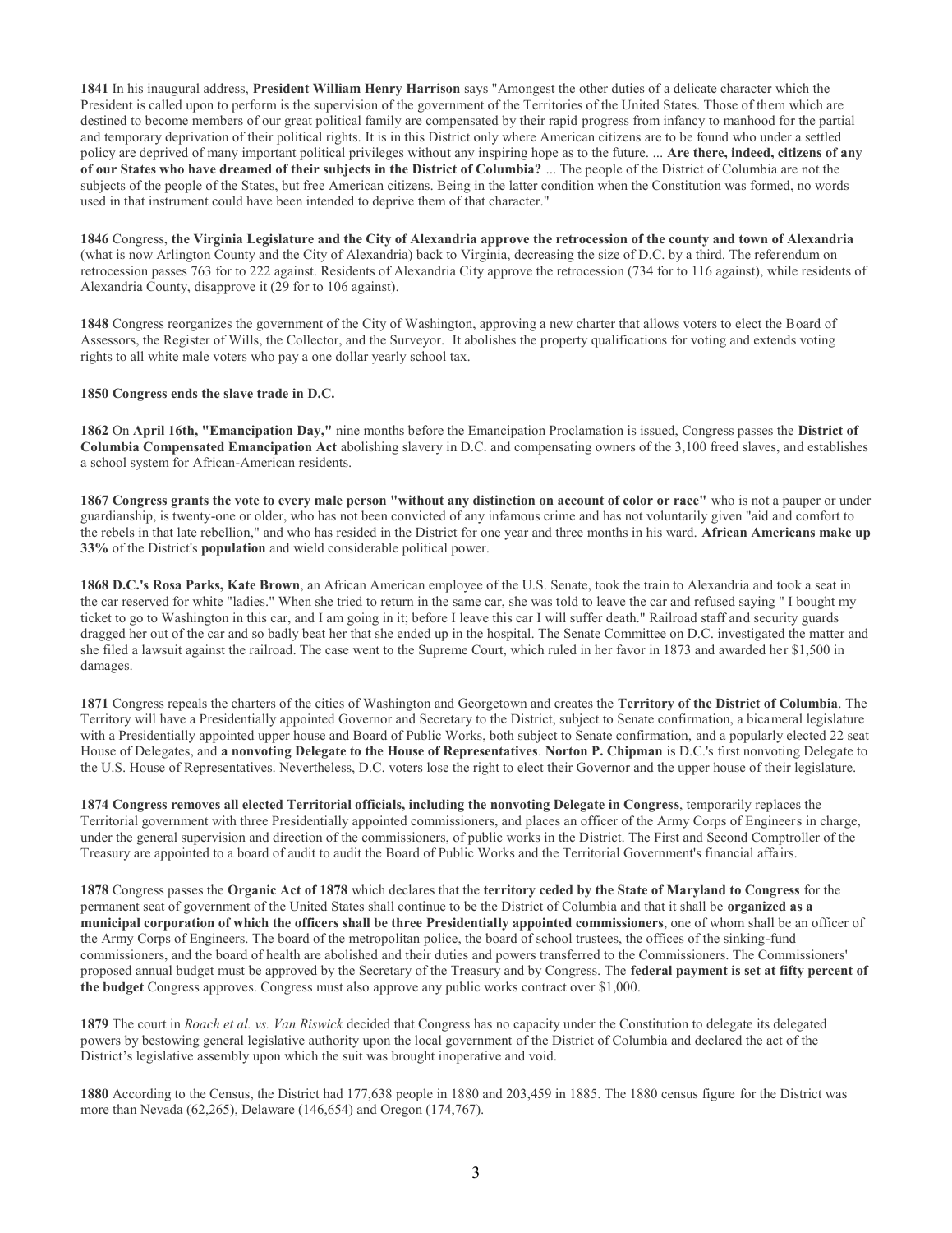**1841** In his inaugural address, **President William Henry Harrison** says "Amongst the other duties of a delicate character which the President is called upon to perform is the supervision of the government of the Territories of the United States. Those of them which are destined to become members of our great political family are compensated by their rapid progress from infancy to manhood for the partial and temporary deprivation of their political rights. It is in this District only where American citizens are to be found who under a settled policy are deprived of many important political privileges without any inspiring hope as to the future. ... **Are there, indeed, citizens of any of our States who have dreamed of their subjects in the District of Columbia?** ... The people of the District of Columbia are not the subjects of the people of the States, but free American citizens. Being in the latter condition when the Constitution was formed, no words used in that instrument could have been intended to deprive them of that character."

**1846** Congress, **the Virginia Legislature and the City of Alexandria approve the retrocession of the county and town of Alexandria** (what is now Arlington County and the City of Alexandria) back to Virginia, decreasing the size of D.C. by a third. The referendum on retrocession passes 763 for to 222 against. Residents of Alexandria City approve the retrocession (734 for to 116 against), while residents of Alexandria County, disapprove it (29 for to 106 against).

**1848** Congress reorganizes the government of the City of Washington, approving a new charter that allows voters to elect the Board of Assessors, the Register of Wills, the Collector, and the Surveyor. It abolishes the property qualifications for voting and extends voting rights to all white male voters who pay a one dollar yearly school tax.

**1850 Congress ends the slave trade in D.C.**

**1862** On **April 16th, "Emancipation Day,"** nine months before the Emancipation Proclamation is issued, Congress passes the **District of Columbia Compensated Emancipation Act** abolishing slavery in D.C. and compensating owners of the 3,100 freed slaves, and establishes a school system for African-American residents.

**1867 Congress grants the vote to every male person "without any distinction on account of color or race"** who is not a pauper or under guardianship, is twenty-one or older, who has not been convicted of any infamous crime and has not voluntarily given "aid and comfort to the rebels in that late rebellion," and who has resided in the District for one year and three months in his ward. **African Americans make up 33%** of the District's **population** and wield considerable political power.

**1868 D.C.'s Rosa Parks, Kate Brown**, an African American employee of the U.S. Senate, took the train to Alexandria and took a seat in the car reserved for white "ladies." When she tried to return in the same car, she was told to leave the car and refused saying " I bought my ticket to go to Washington in this car, and I am going in it; before I leave this car I will suffer death." Railroad staff and security guards dragged her out of the car and so badly beat her that she ended up in the hospital. The Senate Committee on D.C. investigated the matter and she filed a lawsuit against the railroad. The case went to the Supreme Court, which ruled in her favor in 1873 and awarded her $1,500 in damages.

**1871** Congress repeals the charters of the cities of Washington and Georgetown and creates the **Territory of the District of Columbia**. The Territory will have a Presidentially appointed Governor and Secretary to the District, subject to Senate confirmation, a bicameral legislature with a Presidentially appointed upper house and Board of Public Works, both subject to Senate confirmation, and a popularly elected 22 seat House of Delegates, and **a nonvoting Delegate to the House of Representatives**. **Norton P. Chipman** is D.C.'s first nonvoting Delegate to the U.S. House of Representatives. Nevertheless, D.C. voters lose the right to elect their Governor and the upper house of their legislature.

**1874 Congress removes all elected Territorial officials, including the nonvoting Delegate in Congress**, temporarily replaces the Territorial government with three Presidentially appointed commissioners, and places an officer of the Army Corps of Engineers in charge, under the general supervision and direction of the commissioners, of public works in the District. The First and Second Comptroller of the Treasury are appointed to a board of audit to audit the Board of Public Works and the Territorial Government's financial affairs.

**1878** Congress passes the **Organic Act of 1878** which declares that the **territory ceded by the State of Maryland to Congress** for the permanent seat of government of the United States shall continue to be the District of Columbia and that it shall be **organized as a municipal corporation of which the officers shall be three Presidentially appointed commissioners**, one of whom shall be an officer of the Army Corps of Engineers. The board of the metropolitan police, the board of school trustees, the offices of the sinking-fund commissioners, and the board of health are abolished and their duties and powers transferred to the Commissioners. The Commissioners' proposed annual budget must be approved by the Secretary of the Treasury and by Congress. The **federal payment is set at fifty percent of the budget** Congress approves. Congress must also approve any public works contract over $1,000.

**1879** The court in *Roach et al. vs. Van Riswick* decided that Congress has no capacity under the Constitution to delegate its delegated powers by bestowing general legislative authority upon the local government of the District of Columbia and declared the act of the District's legislative assembly upon which the suit was brought inoperative and void.

**1880** According to the Census, the District had 177,638 people in 1880 and 203,459 in 1885. The 1880 census figure for the District was more than Nevada (62,265), Delaware (146,654) and Oregon (174,767).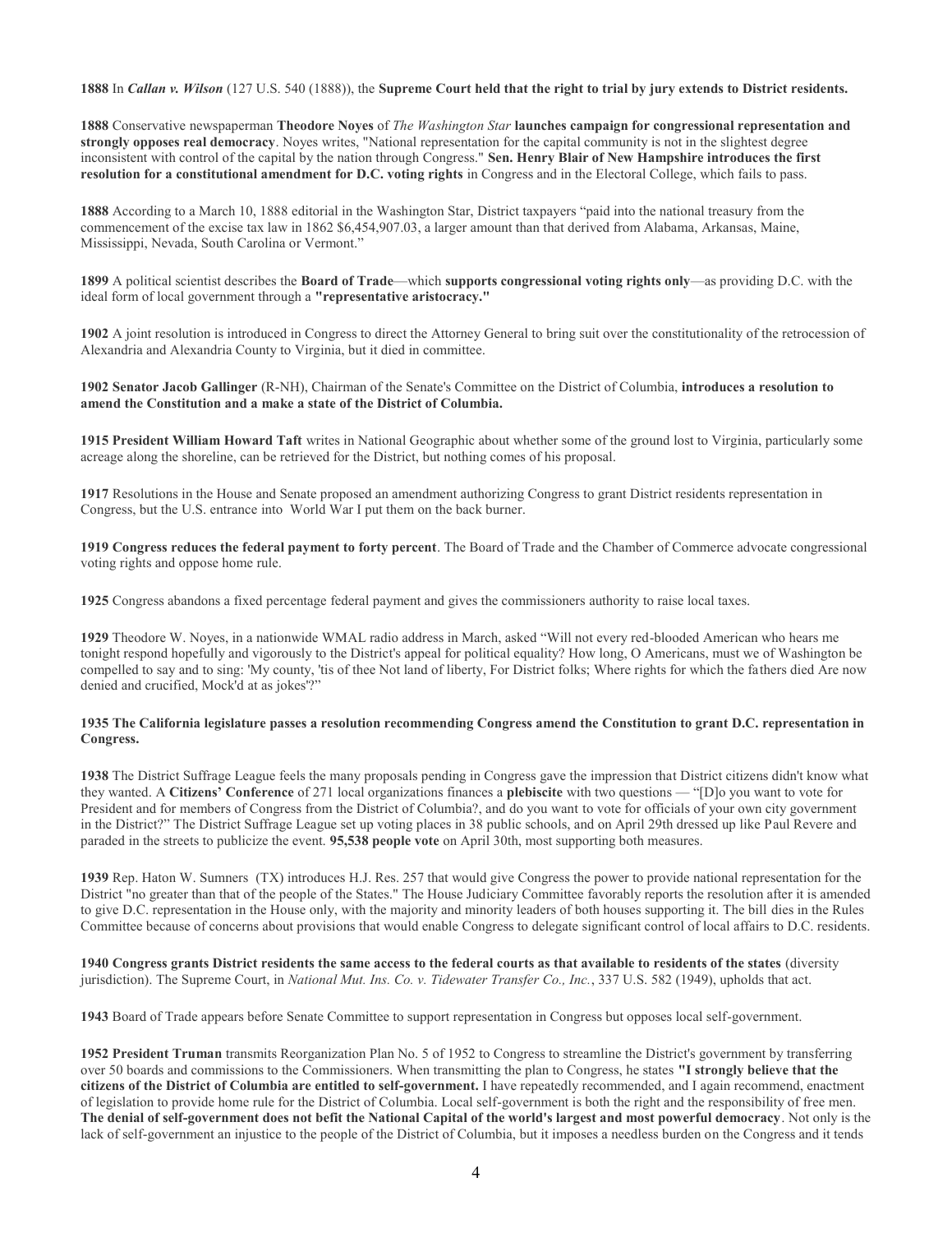**1888** In ***Callan v. Wilson*** (127 U.S. 540 (1888)), the **Supreme Court held that the right to trial by jury extends to District residents.**

**1888** Conservative newspaperman **Theodore Noyes** of *The Washington Star* **launches campaign for congressional representation and strongly opposes real democracy**. Noyes writes, "National representation for the capital community is not in the slightest degree inconsistent with control of the capital by the nation through Congress." **Sen. Henry Blair of New Hampshire introduces the first resolution for a constitutional amendment for D.C. voting rights** in Congress and in the Electoral College, which fails to pass.

**1888** According to a March 10, 1888 editorial in the Washington Star, District taxpayers "paid into the national treasury from the commencement of the excise tax law in 1862 $6,454,907.03, a larger amount than that derived from Alabama, Arkansas, Maine, Mississippi, Nevada, South Carolina or Vermont."

**1899** A political scientist describes the **Board of Trade**—which **supports congressional voting rights only**—as providing D.C. with the ideal form of local government through a **"representative aristocracy."**

**1902** A joint resolution is introduced in Congress to direct the Attorney General to bring suit over the constitutionality of the retrocession of Alexandria and Alexandria County to Virginia, but it died in committee.

**1902 Senator Jacob Gallinger** (R-NH), Chairman of the Senate's Committee on the District of Columbia, **introduces a resolution to amend the Constitution and a make a state of the District of Columbia.**

**1915 President William Howard Taft** writes in National Geographic about whether some of the ground lost to Virginia, particularly some acreage along the shoreline, can be retrieved for the District, but nothing comes of his proposal.

**1917** Resolutions in the House and Senate proposed an amendment authorizing Congress to grant District residents representation in Congress, but the U.S. entrance into World War I put them on the back burner.

**1919 Congress reduces the federal payment to forty percent**. The Board of Trade and the Chamber of Commerce advocate congressional voting rights and oppose home rule.

**1925** Congress abandons a fixed percentage federal payment and gives the commissioners authority to raise local taxes.

**1929** Theodore W. Noyes, in a nationwide WMAL radio address in March, asked "Will not every red-blooded American who hears me tonight respond hopefully and vigorously to the District's appeal for political equality? How long, O Americans, must we of Washington be compelled to say and to sing: 'My county, 'tis of thee Not land of liberty, For District folks; Where rights for which the fathers died Are now denied and crucified, Mock'd at as jokes'?"

**1935 The California legislature passes a resolution recommending Congress amend the Constitution to grant D.C. representation in Congress.**

**1938** The District Suffrage League feels the many proposals pending in Congress gave the impression that District citizens didn't know what they wanted. A **Citizens' Conference** of 271 local organizations finances a **plebiscite** with two questions — "[D]o you want to vote for President and for members of Congress from the District of Columbia?, and do you want to vote for officials of your own city government in the District?" The District Suffrage League set up voting places in 38 public schools, and on April 29th dressed up like Paul Revere and paraded in the streets to publicize the event. **95,538 people vote** on April 30th, most supporting both measures.

**1939** Rep. Haton W. Sumners (TX) introduces H.J. Res. 257 that would give Congress the power to provide national representation for the District "no greater than that of the people of the States." The House Judiciary Committee favorably reports the resolution after it is amended to give D.C. representation in the House only, with the majority and minority leaders of both houses supporting it. The bill dies in the Rules Committee because of concerns about provisions that would enable Congress to delegate significant control of local affairs to D.C. residents.

**1940 Congress grants District residents the same access to the federal courts as that available to residents of the states** (diversity jurisdiction). The Supreme Court, in *National Mut. Ins. Co. v. Tidewater Transfer Co., Inc.*, 337 U.S. 582 (1949), upholds that act.

**1943** Board of Trade appears before Senate Committee to support representation in Congress but opposes local self-government.

**1952 President Truman** transmits Reorganization Plan No. 5 of 1952 to Congress to streamline the District's government by transferring over 50 boards and commissions to the Commissioners. When transmitting the plan to Congress, he states **"I strongly believe that the citizens of the District of Columbia are entitled to self-government.** I have repeatedly recommended, and I again recommend, enactment of legislation to provide home rule for the District of Columbia. Local self-government is both the right and the responsibility of free men. **The denial of self-government does not befit the National Capital of the world's largest and most powerful democracy**. Not only is the lack of self-government an injustice to the people of the District of Columbia, but it imposes a needless burden on the Congress and it tends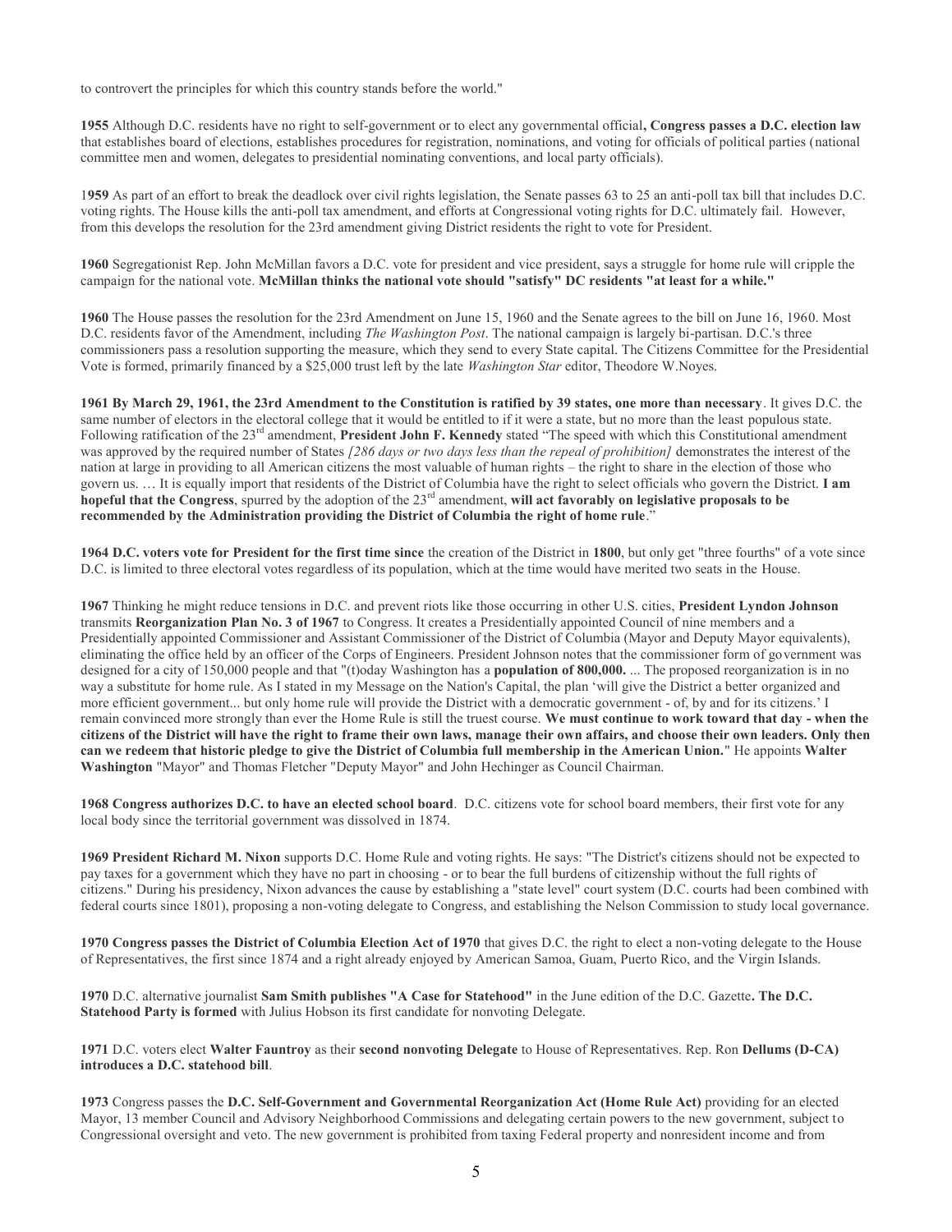to controvert the principles for which this country stands before the world."

**1955** Although D.C. residents have no right to self-government or to elect any governmental official**, Congress passes a D.C. election law** that establishes board of elections, establishes procedures for registration, nominations, and voting for officials of political parties (national committee men and women, delegates to presidential nominating conventions, and local party officials).

1**959** As part of an effort to break the deadlock over civil rights legislation, the Senate passes 63 to 25 an anti-poll tax bill that includes D.C. voting rights. The House kills the anti-poll tax amendment, and efforts at Congressional voting rights for D.C. ultimately fail. However, from this develops the resolution for the 23rd amendment giving District residents the right to vote for President.

**1960** Segregationist Rep. John McMillan favors a D.C. vote for president and vice president, says a struggle for home rule will cripple the campaign for the national vote. **McMillan thinks the national vote should "satisfy" DC residents "at least for a while."**

**1960** The House passes the resolution for the 23rd Amendment on June 15, 1960 and the Senate agrees to the bill on June 16, 1960. Most D.C. residents favor of the Amendment, including *The Washington Post*. The national campaign is largely bi-partisan. D.C.'s three commissioners pass a resolution supporting the measure, which they send to every State capital. The Citizens Committee for the Presidential Vote is formed, primarily financed by a $25,000 trust left by the late *Washington Star* editor, Theodore W.Noyes.

**1961 By March 29, 1961, the 23rd Amendment to the Constitution is ratified by 39 states, one more than necessary**. It gives D.C. the same number of electors in the electoral college that it would be entitled to if it were a state, but no more than the least populous state. Following ratification of the 23rd amendment, **President John F. Kennedy** stated "The speed with which this Constitutional amendment was approved by the required number of States *[286 days or two days less than the repeal of prohibition]* demonstrates the interest of the nation at large in providing to all American citizens the most valuable of human rights – the right to share in the election of those who govern us. … It is equally import that residents of the District of Columbia have the right to select officials who govern the District. **I am hopeful that the Congress**, spurred by the adoption of the 23rd amendment, **will act favorably on legislative proposals to be recommended by the Administration providing the District of Columbia the right of home rule**."

**1964 D.C. voters vote for President for the first time since** the creation of the District in **1800**, but only get "three fourths" of a vote since D.C. is limited to three electoral votes regardless of its population, which at the time would have merited two seats in the House.

**1967** Thinking he might reduce tensions in D.C. and prevent riots like those occurring in other U.S. cities, **President Lyndon Johnson** transmits **Reorganization Plan No. 3 of 1967** to Congress. It creates a Presidentially appointed Council of nine members and a Presidentially appointed Commissioner and Assistant Commissioner of the District of Columbia (Mayor and Deputy Mayor equivalents), eliminating the office held by an officer of the Corps of Engineers. President Johnson notes that the commissioner form of government was designed for a city of 150,000 people and that "(t)oday Washington has a **population of 800,000.** ... The proposed reorganization is in no way a substitute for home rule. As I stated in my Message on the Nation's Capital, the plan 'will give the District a better organized and more efficient government... but only home rule will provide the District with a democratic government - of, by and for its citizens.' I remain convinced more strongly than ever the Home Rule is still the truest course. **We must continue to work toward that day - when the citizens of the District will have the right to frame their own laws, manage their own affairs, and choose their own leaders. Only then can we redeem that historic pledge to give the District of Columbia full membership in the American Union.**" He appoints **Walter Washington** "Mayor" and Thomas Fletcher "Deputy Mayor" and John Hechinger as Council Chairman.

**1968 Congress authorizes D.C. to have an elected school board**. D.C. citizens vote for school board members, their first vote for any local body since the territorial government was dissolved in 1874.

**1969 President Richard M. Nixon** supports D.C. Home Rule and voting rights. He says: "The District's citizens should not be expected to pay taxes for a government which they have no part in choosing - or to bear the full burdens of citizenship without the full rights of citizens." During his presidency, Nixon advances the cause by establishing a "state level" court system (D.C. courts had been combined with federal courts since 1801), proposing a non-voting delegate to Congress, and establishing the Nelson Commission to study local governance.

**1970 Congress passes the District of Columbia Election Act of 1970** that gives D.C. the right to elect a non-voting delegate to the House of Representatives, the first since 1874 and a right already enjoyed by American Samoa, Guam, Puerto Rico, and the Virgin Islands.

**1970** D.C. alternative journalist **Sam Smith publishes "A Case for Statehood"** in the June edition of the D.C. Gazette**. The D.C. Statehood Party is formed** with Julius Hobson its first candidate for nonvoting Delegate.

**1971** D.C. voters elect **Walter Fauntroy** as their **second nonvoting Delegate** to House of Representatives. Rep. Ron **Dellums (D-CA) introduces a D.C. statehood bill**.

**1973** Congress passes the **D.C. Self-Government and Governmental Reorganization Act (Home Rule Act)** providing for an elected Mayor, 13 member Council and Advisory Neighborhood Commissions and delegating certain powers to the new government, subject to Congressional oversight and veto. The new government is prohibited from taxing Federal property and nonresident income and from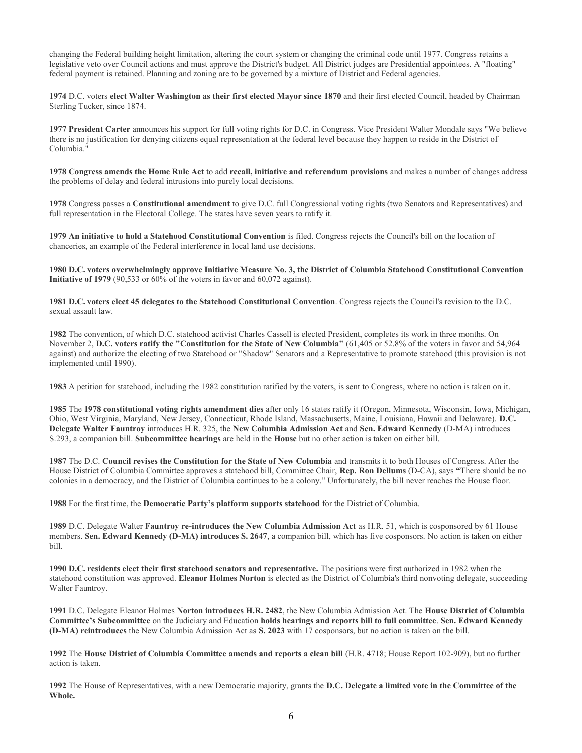changing the Federal building height limitation, altering the court system or changing the criminal code until 1977. Congress retains a legislative veto over Council actions and must approve the District's budget. All District judges are Presidential appointees. A "floating" federal payment is retained. Planning and zoning are to be governed by a mixture of District and Federal agencies.

**1974** D.C. voters **elect Walter Washington as their first elected Mayor since 1870** and their first elected Council, headed by Chairman Sterling Tucker, since 1874.

**1977 President Carter** announces his support for full voting rights for D.C. in Congress. Vice President Walter Mondale says "We believe there is no justification for denying citizens equal representation at the federal level because they happen to reside in the District of Columbia."

**1978 Congress amends the Home Rule Act** to add **recall, initiative and referendum provisions** and makes a number of changes address the problems of delay and federal intrusions into purely local decisions.

**1978** Congress passes a **Constitutional amendment** to give D.C. full Congressional voting rights (two Senators and Representatives) and full representation in the Electoral College. The states have seven years to ratify it.

**1979 An initiative to hold a Statehood Constitutional Convention** is filed. Congress rejects the Council's bill on the location of chanceries, an example of the Federal interference in local land use decisions.

**1980 D.C. voters overwhelmingly approve Initiative Measure No. 3, the District of Columbia Statehood Constitutional Convention Initiative of 1979** (90,533 or 60% of the voters in favor and 60,072 against).

**1981 D.C. voters elect 45 delegates to the Statehood Constitutional Convention**. Congress rejects the Council's revision to the D.C. sexual assault law.

**1982** The convention, of which D.C. statehood activist Charles Cassell is elected President, completes its work in three months. On November 2, **D.C. voters ratify the "Constitution for the State of New Columbia"** (61,405 or 52.8% of the voters in favor and 54,964 against) and authorize the electing of two Statehood or "Shadow" Senators and a Representative to promote statehood (this provision is not implemented until 1990).

**1983** A petition for statehood, including the 1982 constitution ratified by the voters, is sent to Congress, where no action is taken on it.

**1985** The **1978 constitutional voting rights amendment dies** after only 16 states ratify it (Oregon, Minnesota, Wisconsin, Iowa, Michigan, Ohio, West Virginia, Maryland, New Jersey, Connecticut, Rhode Island, Massachusetts, Maine, Louisiana, Hawaii and Delaware). **D.C. Delegate Walter Fauntroy** introduces H.R. 325, the **New Columbia Admission Act** and **Sen. Edward Kennedy** (D-MA) introduces S.293, a companion bill. **Subcommittee hearings** are held in the **House** but no other action is taken on either bill.

**1987** The D.C. **Council revises the Constitution for the State of New Columbia** and transmits it to both Houses of Congress. After the House District of Columbia Committee approves a statehood bill, Committee Chair, **Rep. Ron Dellums** (D-CA), says **"**There should be no colonies in a democracy, and the District of Columbia continues to be a colony." Unfortunately, the bill never reaches the House floor.

**1988** For the first time, the **Democratic Party's platform supports statehood** for the District of Columbia.

**1989** D.C. Delegate Walter **Fauntroy re-introduces the New Columbia Admission Act** as H.R. 51, which is cosponsored by 61 House members. **Sen. Edward Kennedy (D-MA) introduces S. 2647**, a companion bill, which has five cosponsors. No action is taken on either bill.

**1990 D.C. residents elect their first statehood senators and representative.** The positions were first authorized in 1982 when the statehood constitution was approved. **Eleanor Holmes Norton** is elected as the District of Columbia's third nonvoting delegate, succeeding Walter Fauntroy.

**1991** D.C. Delegate Eleanor Holmes **Norton introduces H.R. 2482**, the New Columbia Admission Act. The **House District of Columbia Committee's Subcommittee** on the Judiciary and Education **holds hearings and reports bill to full committee**. **Sen. Edward Kennedy (D-MA) reintroduces** the New Columbia Admission Act as **S. 2023** with 17 cosponsors, but no action is taken on the bill.

**1992** The **House District of Columbia Committee amends and reports a clean bill** (H.R. 4718; House Report 102-909), but no further action is taken.

**1992** The House of Representatives, with a new Democratic majority, grants the **D.C. Delegate a limited vote in the Committee of the Whole.**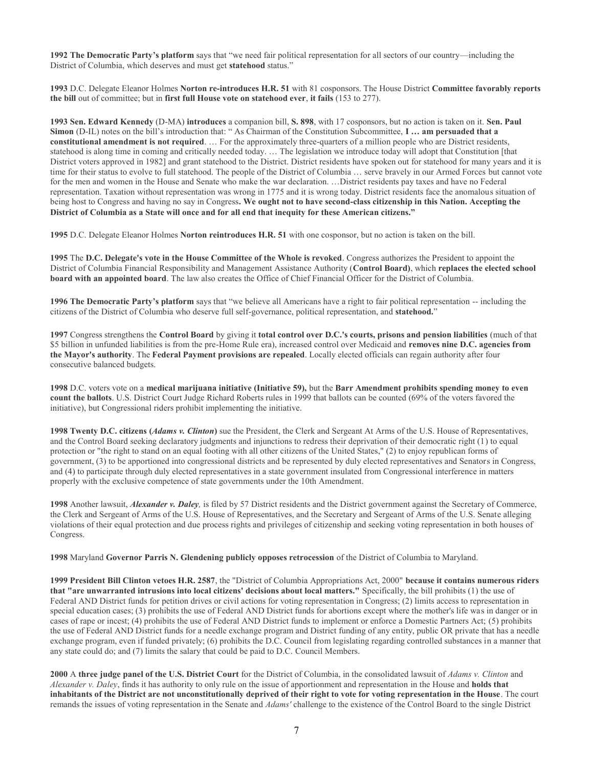**1992 The Democratic Party's platform** says that "we need fair political representation for all sectors of our country—including the District of Columbia, which deserves and must get **statehood** status."

**1993** D.C. Delegate Eleanor Holmes **Norton re-introduces H.R. 51** with 81 cosponsors. The House District **Committee favorably reports the bill** out of committee; but in **first full House vote on statehood ever**, **it fails** (153 to 277).

**1993 Sen. Edward Kennedy** (D-MA) **introduces** a companion bill, **S. 898**, with 17 cosponsors, but no action is taken on it. **Sen. Paul Simon** (D-IL) notes on the bill's introduction that: " As Chairman of the Constitution Subcommittee, **I … am persuaded that a constitutional amendment is not required**. … For the approximately three-quarters of a million people who are District residents, statehood is along time in coming and critically needed today. … The legislation we introduce today will adopt that Constitution [that District voters approved in 1982] and grant statehood to the District. District residents have spoken out for statehood for many years and it is time for their status to evolve to full statehood. The people of the District of Columbia … serve bravely in our Armed Forces but cannot vote for the men and women in the House and Senate who make the war declaration. …District residents pay taxes and have no Federal representation. Taxation without representation was wrong in 1775 and it is wrong today. District residents face the anomalous situation of being host to Congress and having no say in Congress**. We ought not to have second-class citizenship in this Nation. Accepting the District of Columbia as a State will once and for all end that inequity for these American citizens."**

**1995** D.C. Delegate Eleanor Holmes **Norton reintroduces H.R. 51** with one cosponsor, but no action is taken on the bill.

**1995** The **D.C. Delegate's vote in the House Committee of the Whole is revoked**. Congress authorizes the President to appoint the District of Columbia Financial Responsibility and Management Assistance Authority (**Control Board**), which **replaces the elected school board with an appointed board**. The law also creates the Office of Chief Financial Officer for the District of Columbia.

**1996 The Democratic Party's platform** says that "we believe all Americans have a right to fair political representation -- including the citizens of the District of Columbia who deserve full self-governance, political representation, and **statehood.**"

**1997** Congress strengthens the **Control Board** by giving it **total control over D.C.'s courts, prisons and pension liabilities** (much of that $5 billion in unfunded liabilities is from the pre-Home Rule era), increased control over Medicaid and **removes nine D.C. agencies from the Mayor's authority**. The **Federal Payment provisions are repealed**. Locally elected officials can regain authority after four consecutive balanced budgets.

**1998** D.C. voters vote on a **medical marijuana initiative (Initiative 59),** but the **Barr Amendment prohibits spending money to even count the ballots**. U.S. District Court Judge Richard Roberts rules in 1999 that ballots can be counted (69% of the voters favored the initiative), but Congressional riders prohibit implementing the initiative.

**1998 Twenty D.C. citizens (*Adams v. Clinton*)** sue the President, the Clerk and Sergeant At Arms of the U.S. House of Representatives, and the Control Board seeking declaratory judgments and injunctions to redress their deprivation of their democratic right (1) to equal protection or "the right to stand on an equal footing with all other citizens of the United States," (2) to enjoy republican forms of government, (3) to be apportioned into congressional districts and be represented by duly elected representatives and Senators in Congress, and (4) to participate through duly elected representatives in a state government insulated from Congressional interference in matters properly with the exclusive competence of state governments under the 10th Amendment.

**1998** Another lawsuit, ***Alexander v. Daley****,* is filed by 57 District residents and the District government against the Secretary of Commerce, the Clerk and Sergeant of Arms of the U.S. House of Representatives, and the Secretary and Sergeant of Arms of the U.S. Senate alleging violations of their equal protection and due process rights and privileges of citizenship and seeking voting representation in both houses of Congress.

**1998** Maryland **Governor Parris N. Glendening publicly opposes retrocession** of the District of Columbia to Maryland.

**1999 President Bill Clinton vetoes H.R. 2587**, the "District of Columbia Appropriations Act, 2000" **because it contains numerous riders that "are unwarranted intrusions into local citizens' decisions about local matters."** Specifically, the bill prohibits (1) the use of Federal AND District funds for petition drives or civil actions for voting representation in Congress; (2) limits access to representation in special education cases; (3) prohibits the use of Federal AND District funds for abortions except where the mother's life was in danger or in cases of rape or incest; (4) prohibits the use of Federal AND District funds to implement or enforce a Domestic Partners Act; (5) prohibits the use of Federal AND District funds for a needle exchange program and District funding of any entity, public OR private that has a needle exchange program, even if funded privately; (6) prohibits the D.C. Council from legislating regarding controlled substances in a manner that any state could do; and (7) limits the salary that could be paid to D.C. Council Members.

**2000** A **three judge panel of the U.S. District Court** for the District of Columbia, in the consolidated lawsuit of *Adams v. Clinton* and *Alexander v. Daley*, finds it has authority to only rule on the issue of apportionment and representation in the House and **holds that inhabitants of the District are not unconstitutionally deprived of their right to vote for voting representation in the House**. The court remands the issues of voting representation in the Senate and *Adams'* challenge to the existence of the Control Board to the single District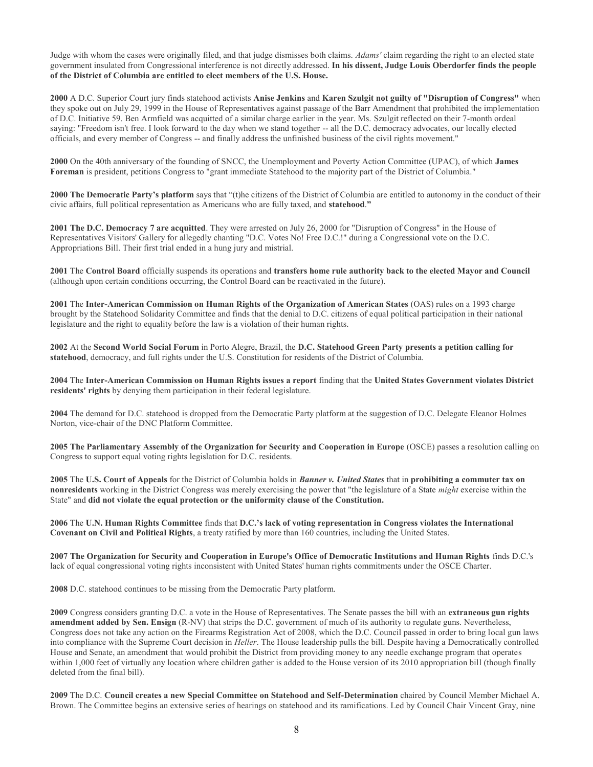Judge with whom the cases were originally filed, and that judge dismisses both claims. *Adams'* claim regarding the right to an elected state government insulated from Congressional interference is not directly addressed. **In his dissent, Judge Louis Oberdorfer finds the people of the District of Columbia are entitled to elect members of the U.S. House.**

**2000** A D.C. Superior Court jury finds statehood activists **Anise Jenkins** and **Karen Szulgit not guilty of "Disruption of Congress"** when they spoke out on July 29, 1999 in the House of Representatives against passage of the Barr Amendment that prohibited the implementation of D.C. Initiative 59. Ben Armfield was acquitted of a similar charge earlier in the year. Ms. Szulgit reflected on their 7-month ordeal saying: "Freedom isn't free. I look forward to the day when we stand together -- all the D.C. democracy advocates, our locally elected officials, and every member of Congress -- and finally address the unfinished business of the civil rights movement."

**2000** On the 40th anniversary of the founding of SNCC, the Unemployment and Poverty Action Committee (UPAC), of which **James Foreman** is president, petitions Congress to "grant immediate Statehood to the majority part of the District of Columbia."

**2000 The Democratic Party's platform** says that "(t)he citizens of the District of Columbia are entitled to autonomy in the conduct of their civic affairs, full political representation as Americans who are fully taxed, and **statehood**.**"**

**2001 The D.C. Democracy 7 are acquitted**. They were arrested on July 26, 2000 for "Disruption of Congress" in the House of Representatives Visitors' Gallery for allegedly chanting "D.C. Votes No! Free D.C.!" during a Congressional vote on the D.C. Appropriations Bill. Their first trial ended in a hung jury and mistrial.

**2001** The **Control Board** officially suspends its operations and **transfers home rule authority back to the elected Mayor and Council** (although upon certain conditions occurring, the Control Board can be reactivated in the future).

**2001** The **Inter-American Commission on Human Rights of the Organization of American States** (OAS) rules on a 1993 charge brought by the Statehood Solidarity Committee and finds that the denial to D.C. citizens of equal political participation in their national legislature and the right to equality before the law is a violation of their human rights.

**2002** At the **Second World Social Forum** in Porto Alegre, Brazil, the **D.C. Statehood Green Party presents a petition calling for statehood**, democracy, and full rights under the U.S. Constitution for residents of the District of Columbia.

**2004** The **Inter-American Commission on Human Rights issues a report** finding that the **United States Government violates District residents' rights** by denying them participation in their federal legislature.

**2004** The demand for D.C. statehood is dropped from the Democratic Party platform at the suggestion of D.C. Delegate Eleanor Holmes Norton, vice-chair of the DNC Platform Committee.

**2005 The Parliamentary Assembly of the Organization for Security and Cooperation in Europe** (OSCE) passes a resolution calling on Congress to support equal voting rights legislation for D.C. residents.

**2005** The **U.S. Court of Appeals** for the District of Columbia holds in ***Banner v. United States*** that in **prohibiting a commuter tax on nonresidents** working in the District Congress was merely exercising the power that "the legislature of a State *might* exercise within the State" and **did not violate the equal protection or the uniformity clause of the Constitution.**

**2006** The **U.N. Human Rights Committee** finds that **D.C.'s lack of voting representation in Congress violates the International Covenant on Civil and Political Rights**, a treaty ratified by more than 160 countries, including the United States.

**2007 The Organization for Security and Cooperation in Europe's Office of Democratic Institutions and Human Rights** finds D.C.'s lack of equal congressional voting rights inconsistent with United States' human rights commitments under the OSCE Charter.

**2008** D.C. statehood continues to be missing from the Democratic Party platform.

**2009** Congress considers granting D.C. a vote in the House of Representatives. The Senate passes the bill with an **extraneous gun rights amendment added by Sen. Ensign** (R-NV) that strips the D.C. government of much of its authority to regulate guns. Nevertheless, Congress does not take any action on the Firearms Registration Act of 2008, which the D.C. Council passed in order to bring local gun laws into compliance with the Supreme Court decision in *Heller*. The House leadership pulls the bill. Despite having a Democratically controlled House and Senate, an amendment that would prohibit the District from providing money to any needle exchange program that operates within 1,000 feet of virtually any location where children gather is added to the House version of its 2010 appropriation bill (though finally deleted from the final bill).

**2009** The D.C. **Council creates a new Special Committee on Statehood and Self-Determination** chaired by Council Member Michael A. Brown. The Committee begins an extensive series of hearings on statehood and its ramifications. Led by Council Chair Vincent Gray, nine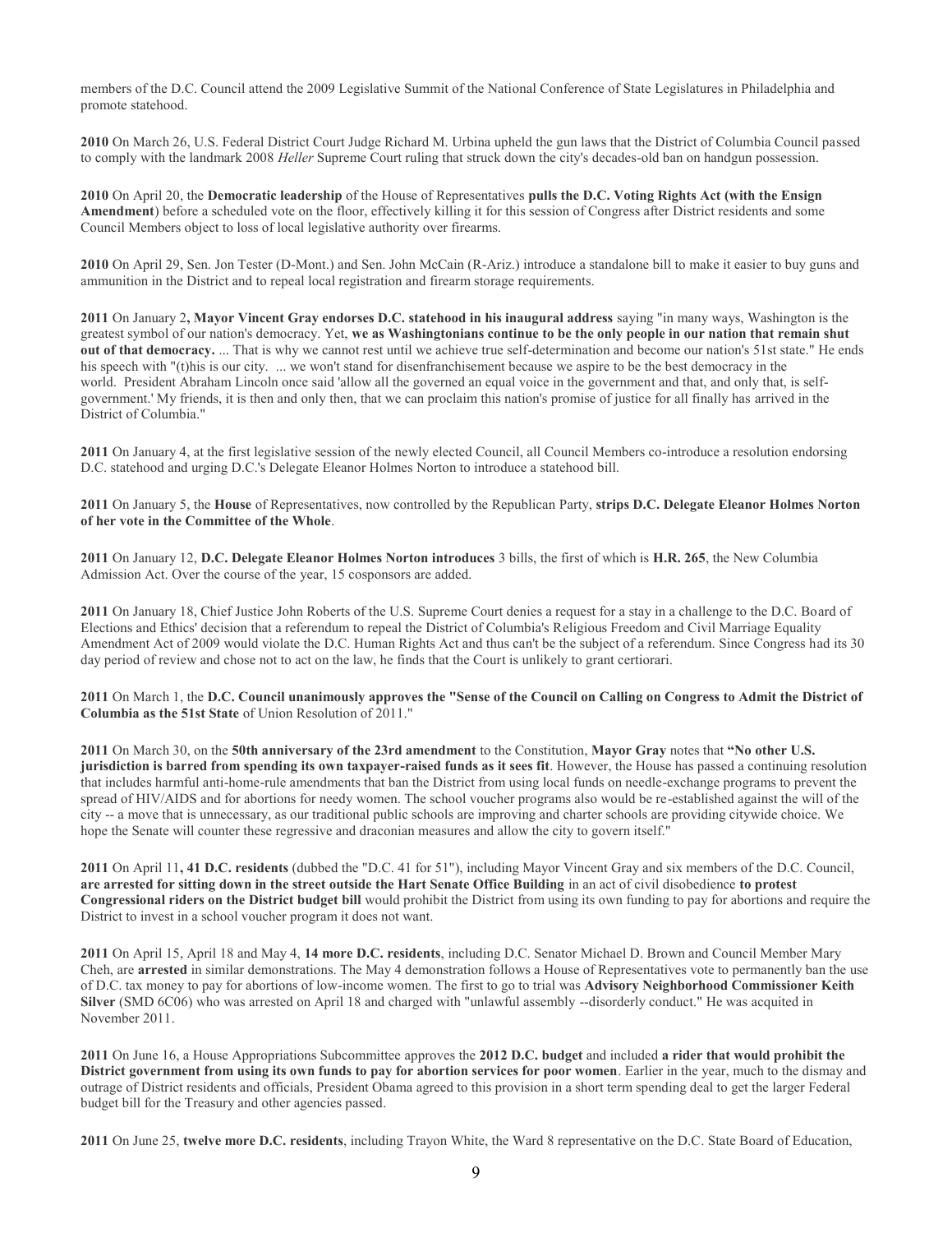members of the D.C. Council attend the 2009 Legislative Summit of the National Conference of State Legislatures in Philadelphia and promote statehood.

**2010** On March 26, U.S. Federal District Court Judge Richard M. Urbina upheld the gun laws that the District of Columbia Council passed to comply with the landmark 2008 *Heller* Supreme Court ruling that struck down the city's decades-old ban on handgun possession.

**2010** On April 20, the **Democratic leadership** of the House of Representatives **pulls the D.C. Voting Rights Act (with the Ensign Amendment**) before a scheduled vote on the floor, effectively killing it for this session of Congress after District residents and some Council Members object to loss of local legislative authority over firearms.

**2010** On April 29, Sen. Jon Tester (D-Mont.) and Sen. John McCain (R-Ariz.) introduce a standalone bill to make it easier to buy guns and ammunition in the District and to repeal local registration and firearm storage requirements.

**2011** On January 2**, Mayor Vincent Gray endorses D.C. statehood in his inaugural address** saying "in many ways, Washington is the greatest symbol of our nation's democracy. Yet, **we as Washingtonians continue to be the only people in our nation that remain shut out of that democracy.** ... That is why we cannot rest until we achieve true self-determination and become our nation's 51st state." He ends his speech with "(t)his is our city. ... we won't stand for disenfranchisement because we aspire to be the best democracy in the world. President Abraham Lincoln once said 'allow all the governed an equal voice in the government and that, and only that, is self-government.' My friends, it is then and only then, that we can proclaim this nation's promise of justice for all finally has arrived in the District of Columbia."

**2011** On January 4, at the first legislative session of the newly elected Council, all Council Members co-introduce a resolution endorsing D.C. statehood and urging D.C.'s Delegate Eleanor Holmes Norton to introduce a statehood bill.

**2011** On January 5, the **House** of Representatives, now controlled by the Republican Party, **strips D.C. Delegate Eleanor Holmes Norton of her vote in the Committee of the Whole**.

**2011** On January 12, **D.C. Delegate Eleanor Holmes Norton introduces** 3 bills, the first of which is **H.R. 265**, the New Columbia Admission Act. Over the course of the year, 15 cosponsors are added.

**2011** On January 18, Chief Justice John Roberts of the U.S. Supreme Court denies a request for a stay in a challenge to the D.C. Board of Elections and Ethics' decision that a referendum to repeal the District of Columbia's Religious Freedom and Civil Marriage Equality Amendment Act of 2009 would violate the D.C. Human Rights Act and thus can't be the subject of a referendum. Since Congress had its 30 day period of review and chose not to act on the law, he finds that the Court is unlikely to grant certiorari.

**2011** On March 1, the **D.C. Council unanimously approves the "Sense of the Council on Calling on Congress to Admit the District of Columbia as the 51st State** of Union Resolution of 2011."

**2011** On March 30, on the **50th anniversary of the 23rd amendment** to the Constitution, **Mayor Gray** notes that **"No other U.S. jurisdiction is barred from spending its own taxpayer-raised funds as it sees fit**. However, the House has passed a continuing resolution that includes harmful anti-home-rule amendments that ban the District from using local funds on needle-exchange programs to prevent the spread of HIV/AIDS and for abortions for needy women. The school voucher programs also would be re-established against the will of the city -- a move that is unnecessary, as our traditional public schools are improving and charter schools are providing citywide choice. We hope the Senate will counter these regressive and draconian measures and allow the city to govern itself."

**2011** On April 11**, 41 D.C. residents** (dubbed the "D.C. 41 for 51"), including Mayor Vincent Gray and six members of the D.C. Council, **are arrested for sitting down in the street outside the Hart Senate Office Building** in an act of civil disobedience **to protest Congressional riders on the District budget bill** would prohibit the District from using its own funding to pay for abortions and require the District to invest in a school voucher program it does not want.

**2011** On April 15, April 18 and May 4, **14 more D.C. residents**, including D.C. Senator Michael D. Brown and Council Member Mary Cheh, are **arrested** in similar demonstrations. The May 4 demonstration follows a House of Representatives vote to permanently ban the use of D.C. tax money to pay for abortions of low-income women. The first to go to trial was **Advisory Neighborhood Commissioner Keith Silver** (SMD 6C06) who was arrested on April 18 and charged with "unlawful assembly --disorderly conduct." He was acquited in November 2011.

**2011** On June 16, a House Appropriations Subcommittee approves the **2012 D.C. budget** and included **a rider that would prohibit the District government from using its own funds to pay for abortion services for poor women**. Earlier in the year, much to the dismay and outrage of District residents and officials, President Obama agreed to this provision in a short term spending deal to get the larger Federal budget bill for the Treasury and other agencies passed.

**2011** On June 25, **twelve more D.C. residents**, including Trayon White, the Ward 8 representative on the D.C. State Board of Education,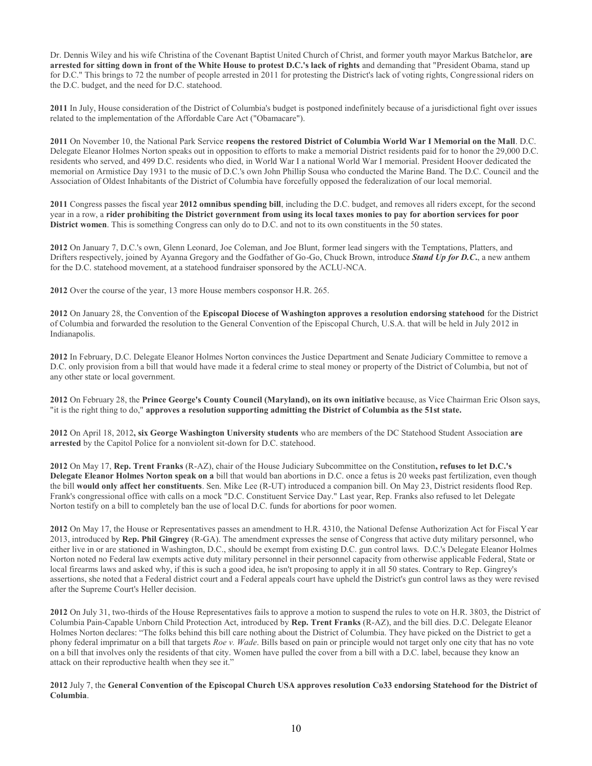Dr. Dennis Wiley and his wife Christina of the Covenant Baptist United Church of Christ, and former youth mayor Markus Batchelor, **are arrested for sitting down in front of the White House to protest D.C.'s lack of rights** and demanding that "President Obama, stand up for D.C." This brings to 72 the number of people arrested in 2011 for protesting the District's lack of voting rights, Congressional riders on the D.C. budget, and the need for D.C. statehood.

**2011** In July, House consideration of the District of Columbia's budget is postponed indefinitely because of a jurisdictional fight over issues related to the implementation of the Affordable Care Act ("Obamacare").

**2011** On November 10, the National Park Service **reopens the restored District of Columbia World War I Memorial on the Mall**. D.C. Delegate Eleanor Holmes Norton speaks out in opposition to efforts to make a memorial District residents paid for to honor the 29,000 D.C. residents who served, and 499 D.C. residents who died, in World War I a national World War I memorial. President Hoover dedicated the memorial on Armistice Day 1931 to the music of D.C.'s own John Phillip Sousa who conducted the Marine Band. The D.C. Council and the Association of Oldest Inhabitants of the District of Columbia have forcefully opposed the federalization of our local memorial.

**2011** Congress passes the fiscal year **2012 omnibus spending bill**, including the D.C. budget, and removes all riders except, for the second year in a row, a **rider prohibiting the District government from using its local taxes monies to pay for abortion services for poor District women**. This is something Congress can only do to D.C. and not to its own constituents in the 50 states.

**2012** On January 7, D.C.'s own, Glenn Leonard, Joe Coleman, and Joe Blunt, former lead singers with the Temptations, Platters, and Drifters respectively, joined by Ayanna Gregory and the Godfather of Go-Go, Chuck Brown, introduce ***Stand Up for D.C.***, a new anthem for the D.C. statehood movement, at a statehood fundraiser sponsored by the ACLU-NCA.

**2012** Over the course of the year, 13 more House members cosponsor H.R. 265.

**2012** On January 28, the Convention of the **Episcopal Diocese of Washington approves a resolution endorsing statehood** for the District of Columbia and forwarded the resolution to the General Convention of the Episcopal Church, U.S.A. that will be held in July 2012 in Indianapolis.

**2012** In February, D.C. Delegate Eleanor Holmes Norton convinces the Justice Department and Senate Judiciary Committee to remove a D.C. only provision from a bill that would have made it a federal crime to steal money or property of the District of Columbia, but not of any other state or local government.

**2012** On February 28, the **Prince George's County Council (Maryland), on its own initiative** because, as Vice Chairman Eric Olson says, "it is the right thing to do," **approves a resolution supporting admitting the District of Columbia as the 51st state.**

**2012** On April 18, 2012**, six George Washington University students** who are members of the DC Statehood Student Association **are arrested** by the Capitol Police for a nonviolent sit-down for D.C. statehood.

**2012** On May 17, **Rep. Trent Franks** (R-AZ), chair of the House Judiciary Subcommittee on the Constitution**, refuses to let D.C.'s Delegate Eleanor Holmes Norton speak on a** bill that would ban abortions in D.C. once a fetus is 20 weeks past fertilization, even though the bill **would only affect her constituents**. Sen. Mike Lee (R-UT) introduced a companion bill. On May 23, District residents flood Rep. Frank's congressional office with calls on a mock "D.C. Constituent Service Day." Last year, Rep. Franks also refused to let Delegate Norton testify on a bill to completely ban the use of local D.C. funds for abortions for poor women.

**2012** On May 17, the House or Representatives passes an amendment to H.R. 4310, the National Defense Authorization Act for Fiscal Year 2013, introduced by **Rep. Phil Gingrey** (R-GA). The amendment expresses the sense of Congress that active duty military personnel, who either live in or are stationed in Washington, D.C., should be exempt from existing D.C. gun control laws. D.C.'s Delegate Eleanor Holmes Norton noted no Federal law exempts active duty military personnel in their personnel capacity from otherwise applicable Federal, State or local firearms laws and asked why, if this is such a good idea, he isn't proposing to apply it in all 50 states. Contrary to Rep. Gingrey's assertions, she noted that a Federal district court and a Federal appeals court have upheld the District's gun control laws as they were revised after the Supreme Court's Heller decision.

**2012** On July 31, two-thirds of the House Representatives fails to approve a motion to suspend the rules to vote on H.R. 3803, the District of Columbia Pain-Capable Unborn Child Protection Act, introduced by **Rep. Trent Franks** (R-AZ), and the bill dies. D.C. Delegate Eleanor Holmes Norton declares: "The folks behind this bill care nothing about the District of Columbia. They have picked on the District to get a phony federal imprimatur on a bill that targets *Roe v. Wade*. Bills based on pain or principle would not target only one city that has no vote on a bill that involves only the residents of that city. Women have pulled the cover from a bill with a D.C. label, because they know an attack on their reproductive health when they see it."

**2012** July 7, the **General Convention of the Episcopal Church USA approves resolution Co33 endorsing Statehood for the District of Columbia**.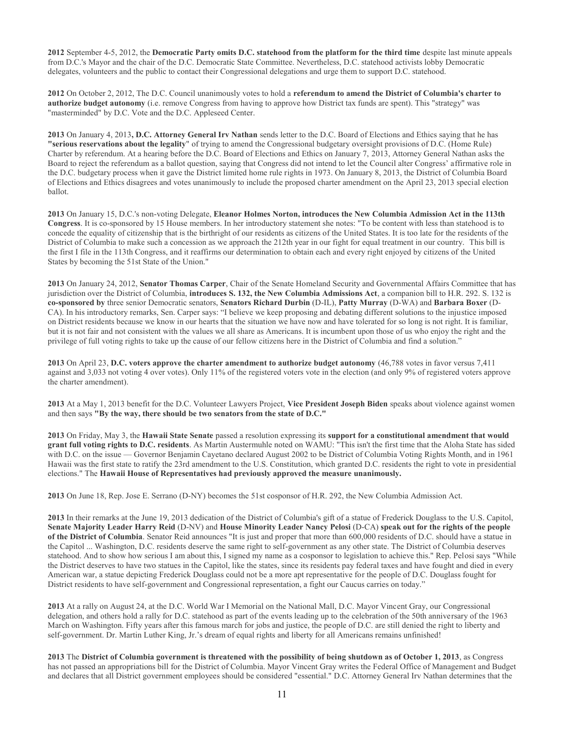**2012** September 4-5, 2012, the **Democratic Party omits D.C. statehood from the platform for the third time** despite last minute appeals from D.C.'s Mayor and the chair of the D.C. Democratic State Committee. Nevertheless, D.C. statehood activists lobby Democratic delegates, volunteers and the public to contact their Congressional delegations and urge them to support D.C. statehood.

**2012** On October 2, 2012, The D.C. Council unanimously votes to hold a **referendum to amend the District of Columbia's charter to authorize budget autonomy** (i.e. remove Congress from having to approve how District tax funds are spent). This "strategy" was "masterminded" by D.C. Vote and the D.C. Appleseed Center.

**2013** On January 4, 2013**, D.C. Attorney General Irv Nathan** sends letter to the D.C. Board of Elections and Ethics saying that he has **"serious reservations about the legality**" of trying to amend the Congressional budgetary oversight provisions of D.C. (Home Rule) Charter by referendum. At a hearing before the D.C. Board of Elections and Ethics on January 7, 2013, Attorney General Nathan asks the Board to reject the referendum as a ballot question, saying that Congress did not intend to let the Council alter Congress' affirmative role in the D.C. budgetary process when it gave the District limited home rule rights in 1973. On January 8, 2013, the District of Columbia Board of Elections and Ethics disagrees and votes unanimously to include the proposed charter amendment on the April 23, 2013 special election ballot.

**2013** On January 15, D.C.'s non-voting Delegate, **Eleanor Holmes Norton, introduces the New Columbia Admission Act in the 113th Congress**. It is co-sponsored by 15 House members. In her introductory statement she notes: "To be content with less than statehood is to concede the equality of citizenship that is the birthright of our residents as citizens of the United States. It is too late for the residents of the District of Columbia to make such a concession as we approach the 212th year in our fight for equal treatment in our country. This bill is the first I file in the 113th Congress, and it reaffirms our determination to obtain each and every right enjoyed by citizens of the United States by becoming the 51st State of the Union."

**2013** On January 24, 2012, **Senator Thomas Carper**, Chair of the Senate Homeland Security and Governmental Affairs Committee that has jurisdiction over the District of Columbia, **introduces S. 132, the New Columbia Admissions Act**, a companion bill to H.R. 292. S. 132 is **co-sponsored by** three senior Democratic senators, **Senators Richard Durbin** (D-IL), **Patty Murray** (D-WA) and **Barbara Boxer** (D-CA). In his introductory remarks, Sen. Carper says: "I believe we keep proposing and debating different solutions to the injustice imposed on District residents because we know in our hearts that the situation we have now and have tolerated for so long is not right. It is familiar, but it is not fair and not consistent with the values we all share as Americans. It is incumbent upon those of us who enjoy the right and the privilege of full voting rights to take up the cause of our fellow citizens here in the District of Columbia and find a solution."

**2013** On April 23, **D.C. voters approve the charter amendment to authorize budget autonomy** (46,788 votes in favor versus 7,411 against and 3,033 not voting 4 over votes). Only 11% of the registered voters vote in the election (and only 9% of registered voters approve the charter amendment).

**2013** At a May 1, 2013 benefit for the D.C. Volunteer Lawyers Project, **Vice President Joseph Biden** speaks about violence against women and then says **"By the way, there should be two senators from the state of D.C."**

**2013** On Friday, May 3, the **Hawaii State Senate** passed a resolution expressing its **support for a constitutional amendment that would grant full voting rights to D.C. residents**. As Martin Austermuhle noted on WAMU: "This isn't the first time that the Aloha State has sided with D.C. on the issue — Governor Benjamin Cayetano declared August 2002 to be District of Columbia Voting Rights Month, and in 1961 Hawaii was the first state to ratify the 23rd amendment to the U.S. Constitution, which granted D.C. residents the right to vote in presidential elections." The **Hawaii House of Representatives had previously approved the measure unanimously.**

**2013** On June 18, Rep. Jose E. Serrano (D-NY) becomes the 51st cosponsor of H.R. 292, the New Columbia Admission Act.

**2013** In their remarks at the June 19, 2013 dedication of the District of Columbia's gift of a statue of Frederick Douglass to the U.S. Capitol, **Senate Majority Leader Harry Reid** (D-NV) and **House Minority Leader Nancy Pelosi** (D-CA) **speak out for the rights of the people of the District of Columbia**. Senator Reid announces "It is just and proper that more than 600,000 residents of D.C. should have a statue in the Capitol ... Washington, D.C. residents deserve the same right to self-government as any other state. The District of Columbia deserves statehood. And to show how serious I am about this, I signed my name as a cosponsor to legislation to achieve this." Rep. Pelosi says "While the District deserves to have two statues in the Capitol, like the states, since its residents pay federal taxes and have fought and died in every American war, a statue depicting Frederick Douglass could not be a more apt representative for the people of D.C. Douglass fought for District residents to have self-government and Congressional representation, a fight our Caucus carries on today."

**2013** At a rally on August 24, at the D.C. World War I Memorial on the National Mall, D.C. Mayor Vincent Gray, our Congressional delegation, and others hold a rally for D.C. statehood as part of the events leading up to the celebration of the 50th anniversary of the 1963 March on Washington. Fifty years after this famous march for jobs and justice, the people of D.C. are still denied the right to liberty and self-government. Dr. Martin Luther King, Jr.'s dream of equal rights and liberty for all Americans remains unfinished!

**2013** The **District of Columbia government is threatened with the possibility of being shutdown as of October 1, 2013**, as Congress has not passed an appropriations bill for the District of Columbia. Mayor Vincent Gray writes the Federal Office of Management and Budget and declares that all District government employees should be considered "essential." D.C. Attorney General Irv Nathan determines that the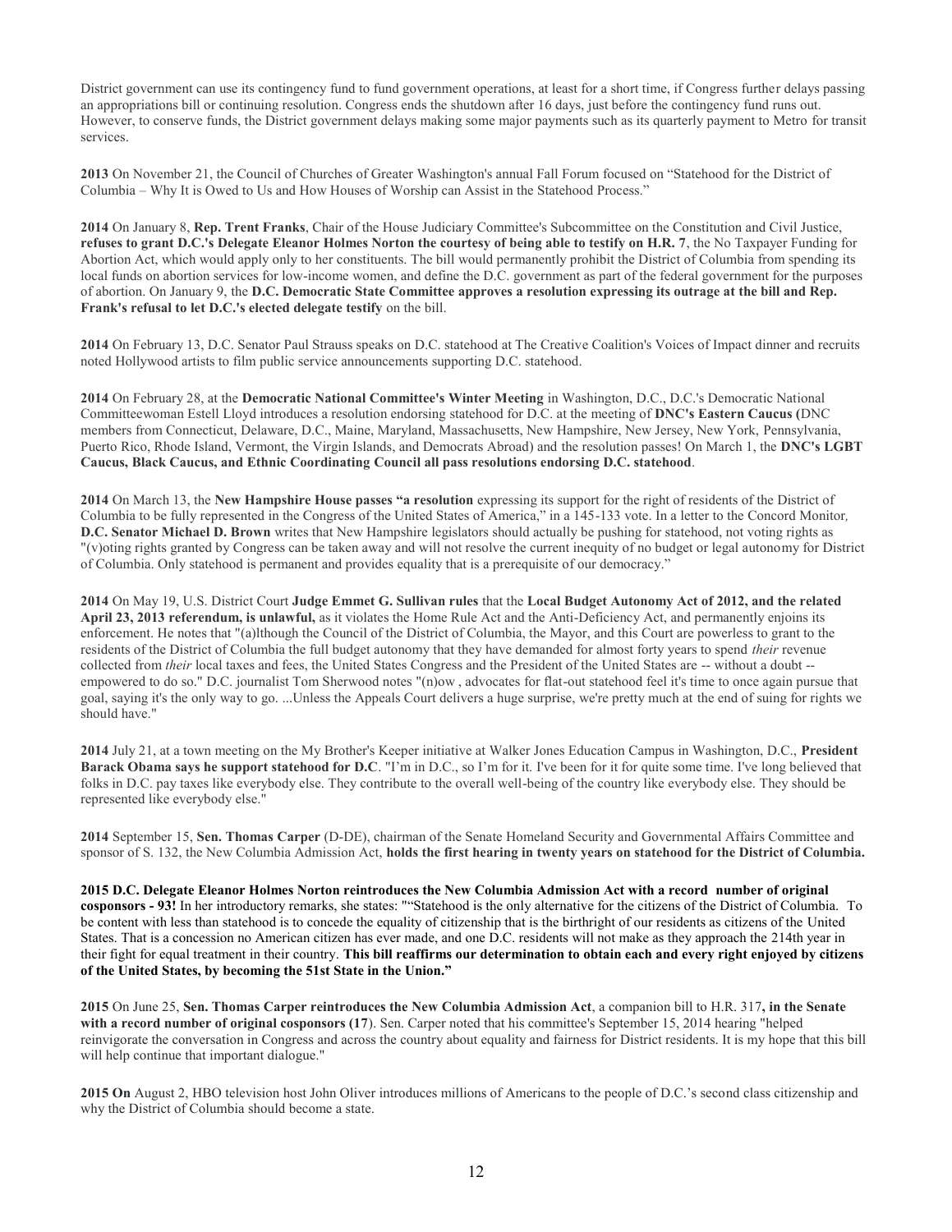District government can use its contingency fund to fund government operations, at least for a short time, if Congress further delays passing an appropriations bill or continuing resolution. Congress ends the shutdown after 16 days, just before the contingency fund runs out. However, to conserve funds, the District government delays making some major payments such as its quarterly payment to Metro for transit services.

**2013** On November 21, the Council of Churches of Greater Washington's annual Fall Forum focused on "Statehood for the District of Columbia – Why It is Owed to Us and How Houses of Worship can Assist in the Statehood Process."

**2014** On January 8, **Rep. Trent Franks**, Chair of the House Judiciary Committee's Subcommittee on the Constitution and Civil Justice, **refuses to grant D.C.'s Delegate Eleanor Holmes Norton the courtesy of being able to testify on H.R. 7**, the No Taxpayer Funding for Abortion Act, which would apply only to her constituents. The bill would permanently prohibit the District of Columbia from spending its local funds on abortion services for low-income women, and define the D.C. government as part of the federal government for the purposes of abortion. On January 9, the **D.C. Democratic State Committee approves a resolution expressing its outrage at the bill and Rep. Frank's refusal to let D.C.'s elected delegate testify** on the bill.

**2014** On February 13, D.C. Senator Paul Strauss speaks on D.C. statehood at The Creative Coalition's Voices of Impact dinner and recruits noted Hollywood artists to film public service announcements supporting D.C. statehood.

**2014** On February 28, at the **Democratic National Committee's Winter Meeting** in Washington, D.C., D.C.'s Democratic National Committeewoman Estell Lloyd introduces a resolution endorsing statehood for D.C. at the meeting of **DNC's Eastern Caucus (**DNC members from Connecticut, Delaware, D.C., Maine, Maryland, Massachusetts, New Hampshire, New Jersey, New York, Pennsylvania, Puerto Rico, Rhode Island, Vermont, the Virgin Islands, and Democrats Abroad) and the resolution passes! On March 1, the **DNC's LGBT Caucus, Black Caucus, and Ethnic Coordinating Council all pass resolutions endorsing D.C. statehood**.

**2014** On March 13, the **New Hampshire House passes "a resolution** expressing its support for the right of residents of the District of Columbia to be fully represented in the Congress of the United States of America," in a 145-133 vote. In a letter to the Concord Monitor*,* **D.C. Senator Michael D. Brown** writes that New Hampshire legislators should actually be pushing for statehood, not voting rights as "(v)oting rights granted by Congress can be taken away and will not resolve the current inequity of no budget or legal autonomy for District of Columbia. Only statehood is permanent and provides equality that is a prerequisite of our democracy."

**2014** On May 19, U.S. District Court **Judge Emmet G. Sullivan rules** that the **Local Budget Autonomy Act of 2012, and the related April 23, 2013 referendum, is unlawful,** as it violates the Home Rule Act and the Anti-Deficiency Act, and permanently enjoins its enforcement. He notes that "(a)lthough the Council of the District of Columbia, the Mayor, and this Court are powerless to grant to the residents of the District of Columbia the full budget autonomy that they have demanded for almost forty years to spend *their* revenue collected from *their* local taxes and fees, the United States Congress and the President of the United States are -- without a doubt -- empowered to do so." D.C. journalist Tom Sherwood notes "(n)ow , advocates for flat-out statehood feel it's time to once again pursue that goal, saying it's the only way to go. ...Unless the Appeals Court delivers a huge surprise, we're pretty much at the end of suing for rights we should have."

**2014** July 21, at a town meeting on the My Brother's Keeper initiative at Walker Jones Education Campus in Washington, D.C., **President Barack Obama says he support statehood for D.C**. "I'm in D.C., so I'm for it. I've been for it for quite some time. I've long believed that folks in D.C. pay taxes like everybody else. They contribute to the overall well-being of the country like everybody else. They should be represented like everybody else."

**2014** September 15, **Sen. Thomas Carper** (D-DE), chairman of the Senate Homeland Security and Governmental Affairs Committee and sponsor of S. 132, the New Columbia Admission Act, **holds the first hearing in twenty years on statehood for the District of Columbia.**

**2015 D.C. Delegate Eleanor Holmes Norton reintroduces the New Columbia Admission Act with a record number of original cosponsors - 93!** In her introductory remarks, she states: ""Statehood is the only alternative for the citizens of the District of Columbia. To be content with less than statehood is to concede the equality of citizenship that is the birthright of our residents as citizens of the United States. That is a concession no American citizen has ever made, and one D.C. residents will not make as they approach the 214th year in their fight for equal treatment in their country. **This bill reaffirms our determination to obtain each and every right enjoyed by citizens of the United States, by becoming the 51st State in the Union."**

**2015** On June 25, **Sen. Thomas Carper reintroduces the New Columbia Admission Act**, a companion bill to H.R. 317**, in the Senate with a record number of original cosponsors (17**). Sen. Carper noted that his committee's September 15, 2014 hearing "helped reinvigorate the conversation in Congress and across the country about equality and fairness for District residents. It is my hope that this bill will help continue that important dialogue."

**2015 On** August 2, HBO television host John Oliver introduces millions of Americans to the people of D.C.'s second class citizenship and why the District of Columbia should become a state.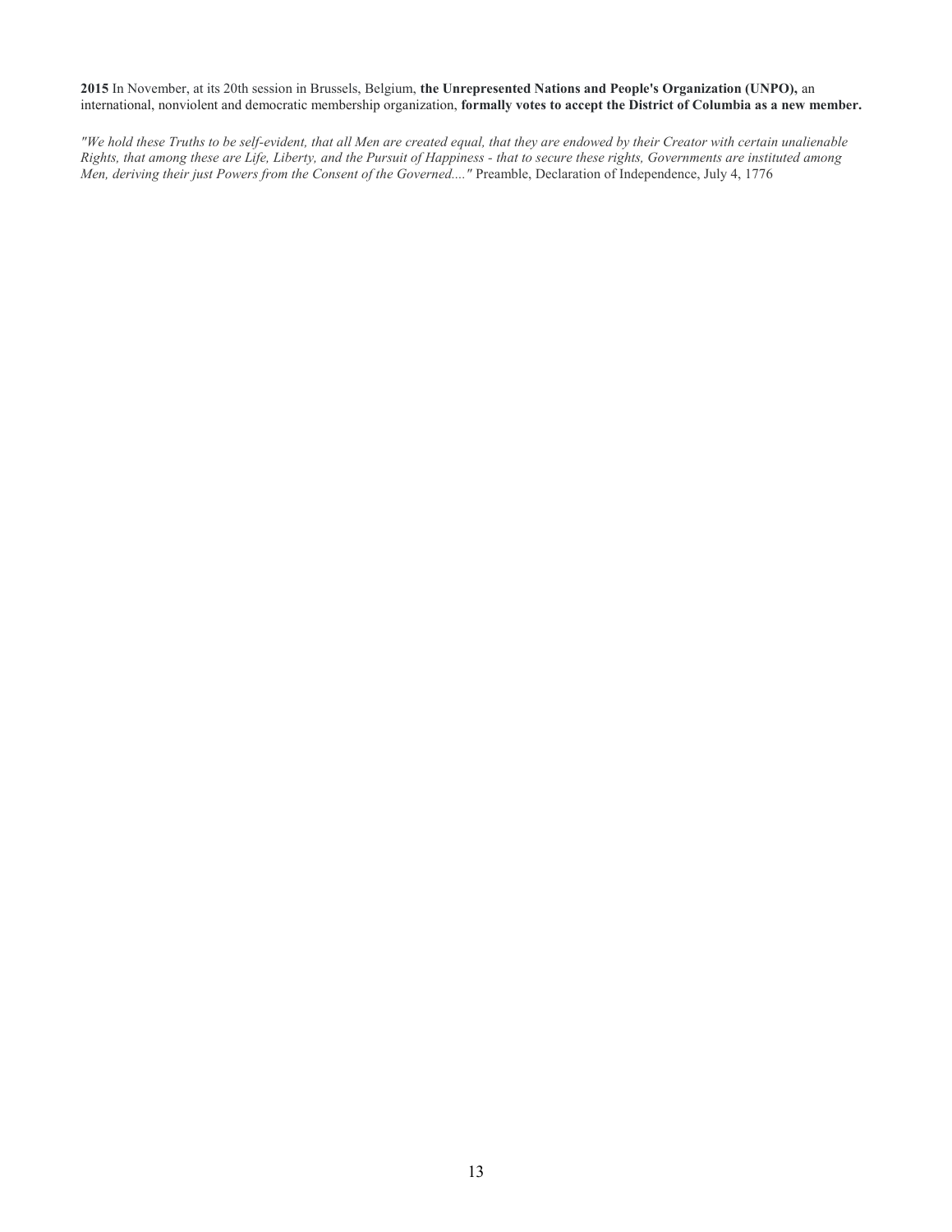**2015** In November, at its 20th session in Brussels, Belgium, **the Unrepresented Nations and People's Organization (UNPO),** an international, nonviolent and democratic membership organization, **formally votes to accept the District of Columbia as a new member.**

*"We hold these Truths to be self-evident, that all Men are created equal, that they are endowed by their Creator with certain unalienable Rights, that among these are Life, Liberty, and the Pursuit of Happiness - that to secure these rights, Governments are instituted among Men, deriving their just Powers from the Consent of the Governed...."* Preamble, Declaration of Independence, July 4, 1776